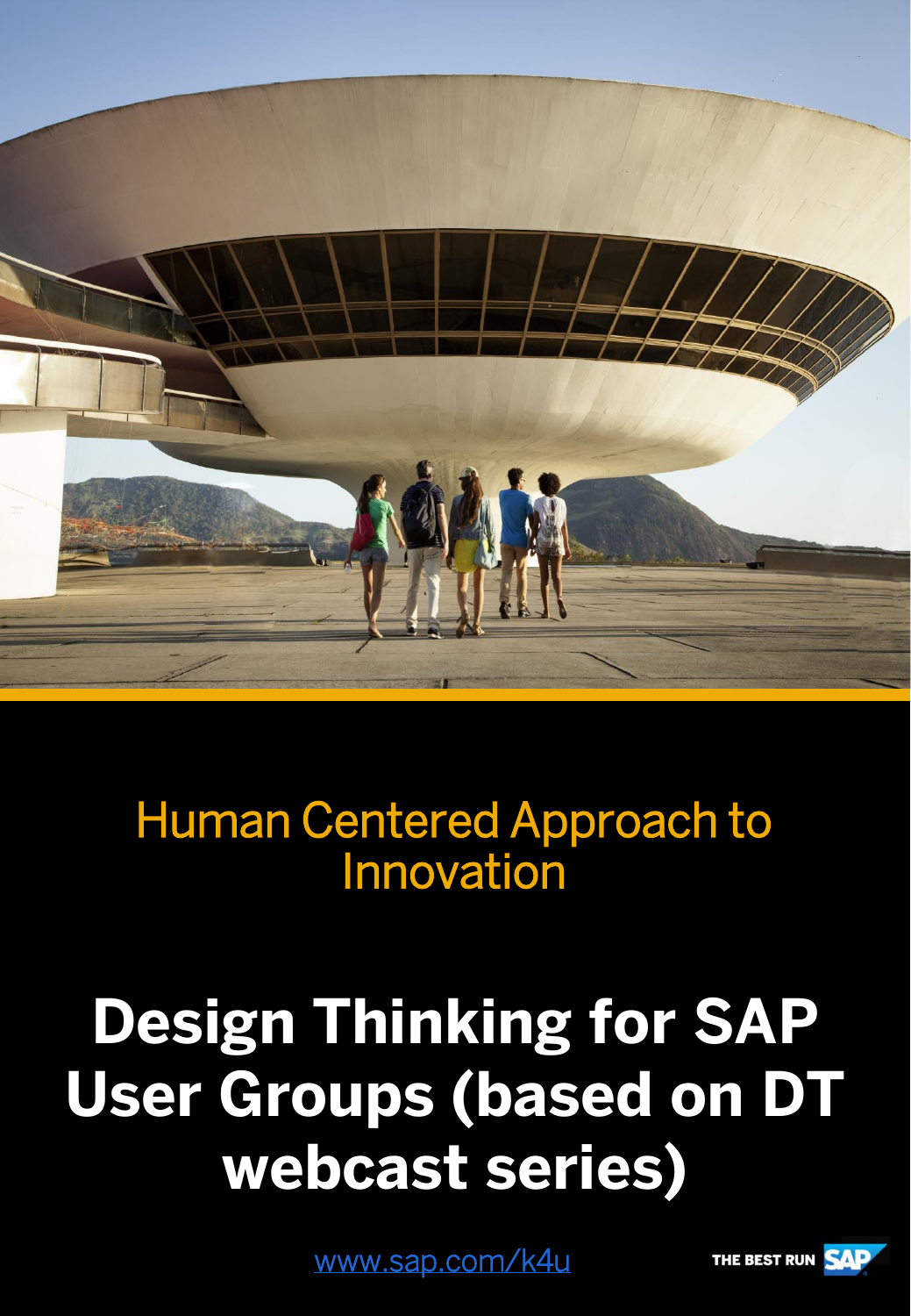Human Centered Approach to Innovation

# Design Thinking for SAP User Groups (based on DT webcast series)

[www.sap.com/k4u](http://www.sap.com/k4u)

THE BEST RUN SAP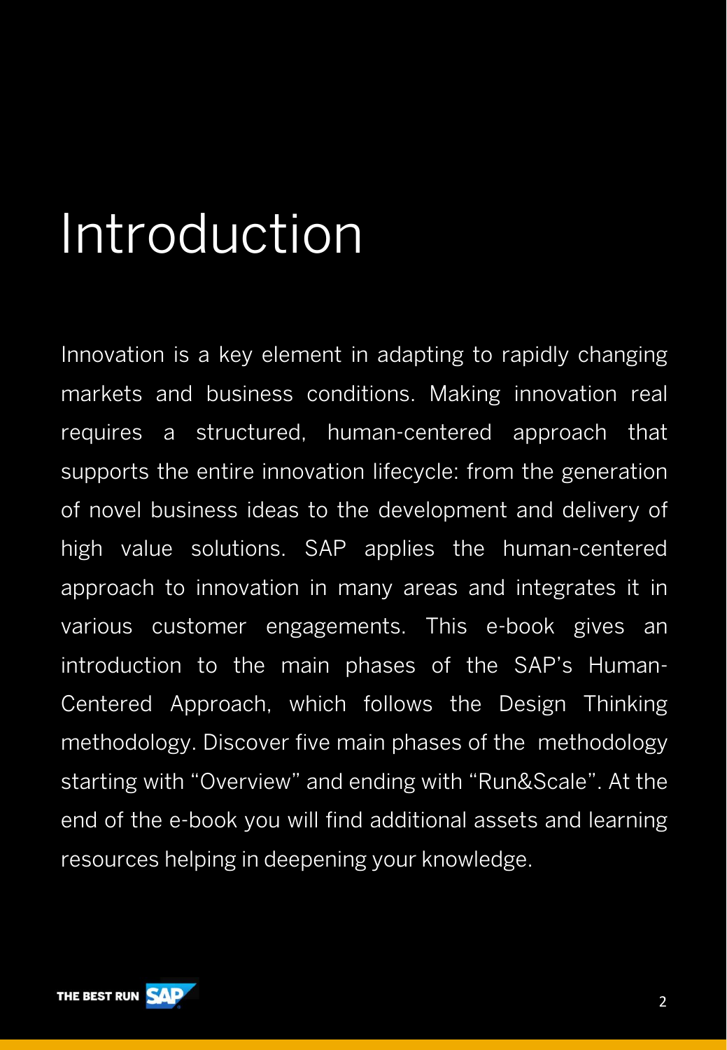# Introduction

Innovation is a key element in adapting to rapidly changing markets and business conditions. Making innovation real requires a structured, human-centered approach that supports the entire innovation lifecycle: from the generation of novel business ideas to the development and delivery of high value solutions. SAP applies the human-centered approach to innovation in many areas and integrates it in various customer engagements. This e-book gives an introduction to the main phases of the SAP's Human-Centered Approach, which follows the Design Thinking methodology. Discover five main phases of the methodology starting with "Overview" and ending with "Run&Scale". At the end of the e-book you will find additional assets and learning resources helping in deepening your knowledge.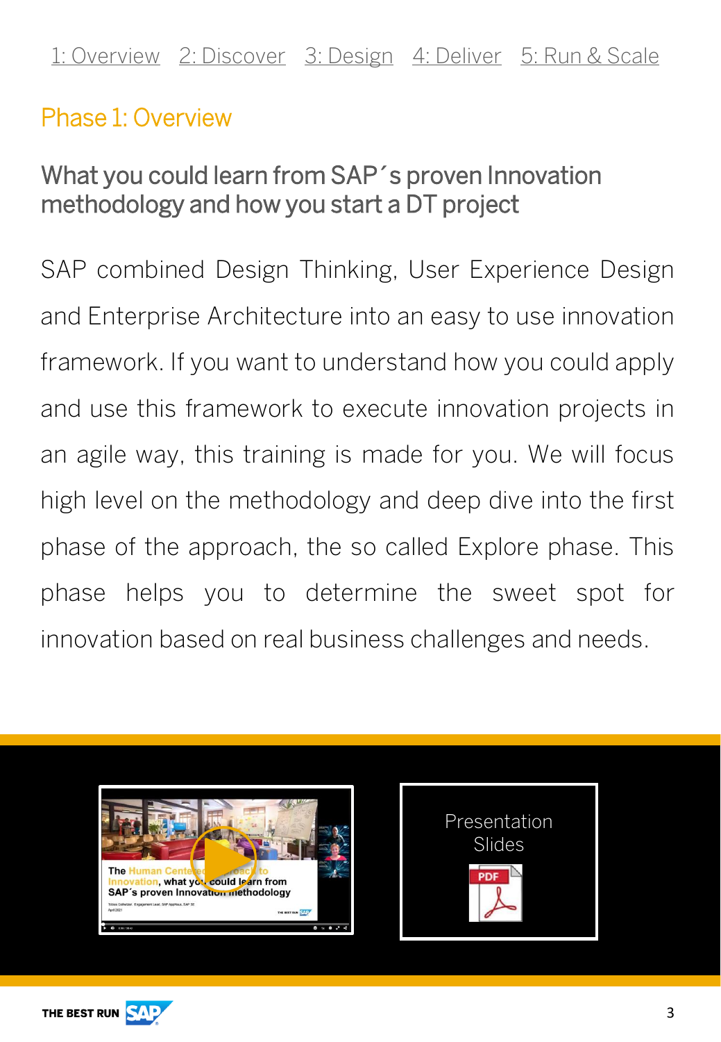1: Overview   2: Discover   3: Design   4: Deliver   5: Run & Scale

## Phase 1: Overview

### What you could learn from SAP´s proven Innovation methodology and how you start a DT project

SAP combined Design Thinking, User Experience Design and Enterprise Architecture into an easy to use innovation framework. If you want to understand how you could apply and use this framework to execute innovation projects in an agile way, this training is made for you. We will focus high level on the methodology and deep dive into the first phase of the approach, the so called Explore phase. This phase helps you to determine the sweet spot for innovation based on real business challenges and needs.

Presentation Slides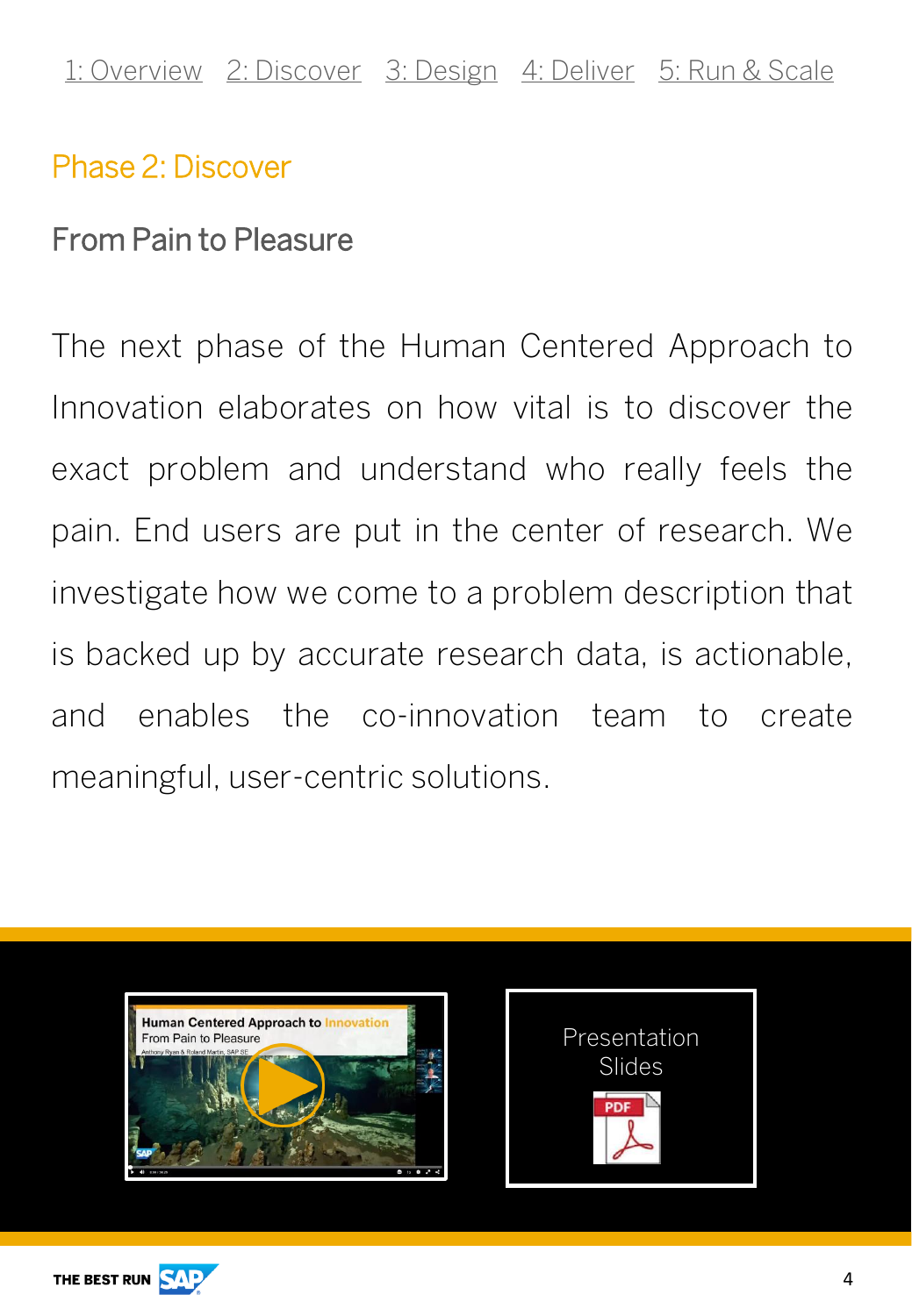1: Overview   2: Discover   3: Design   4: Deliver   5: Run & Scale

## Phase 2: Discover

### From Pain to Pleasure

The next phase of the Human Centered Approach to Innovation elaborates on how vital is to discover the exact problem and understand who really feels the pain. End users are put in the center of research. We investigate how we come to a problem description that is backed up by accurate research data, is actionable, and enables the co-innovation team to create meaningful, user-centric solutions.

Presentation Slides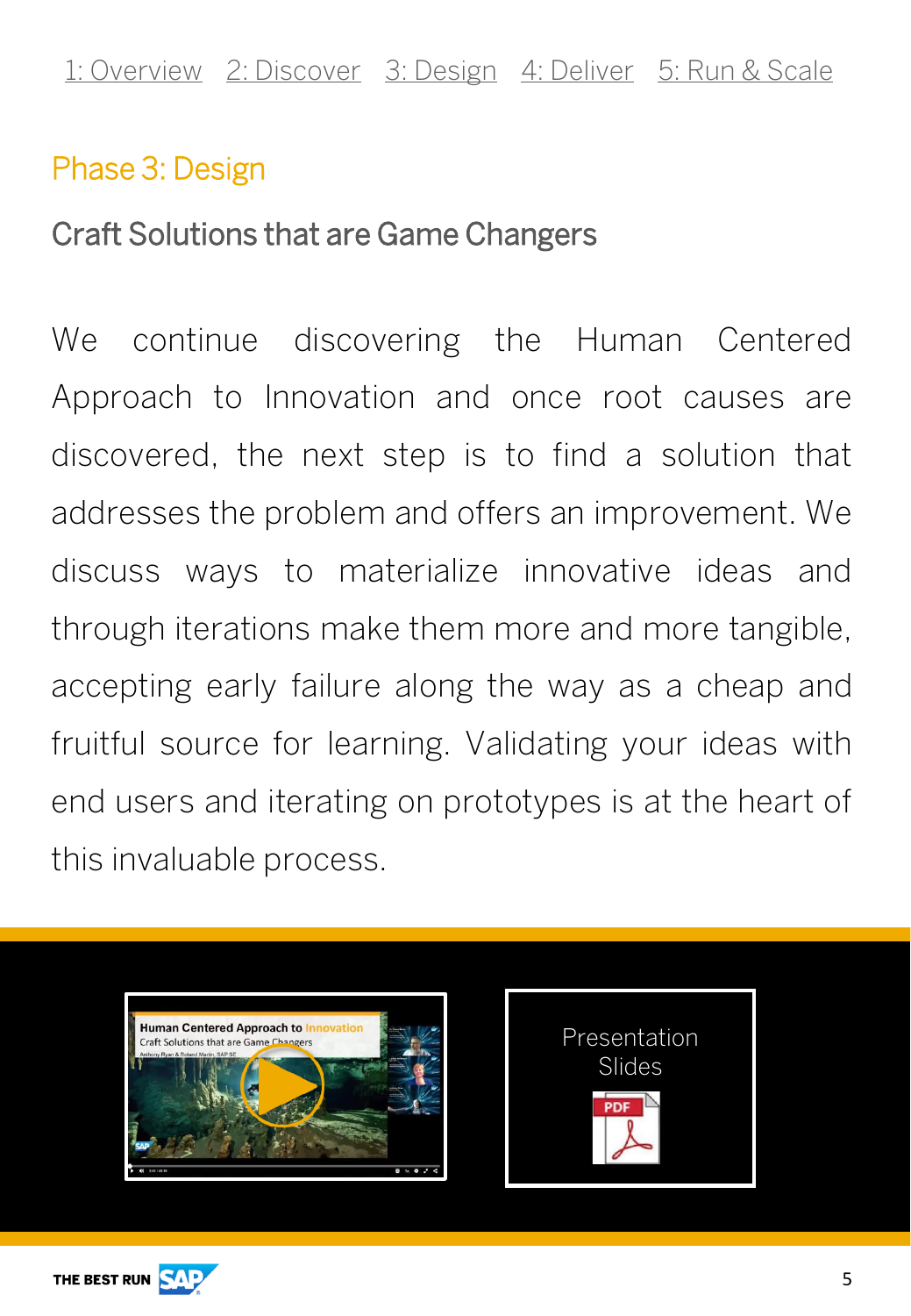1: Overview 2: Discover 3: Design 4: Deliver 5: Run & Scale

## Phase 3: Design

### Craft Solutions that are Game Changers

We continue discovering the Human Centered Approach to Innovation and once root causes are discovered, the next step is to find a solution that addresses the problem and offers an improvement. We discuss ways to materialize innovative ideas and through iterations make them more and more tangible, accepting early failure along the way as a cheap and fruitful source for learning. Validating your ideas with end users and iterating on prototypes is at the heart of this invaluable process.

Presentation Slides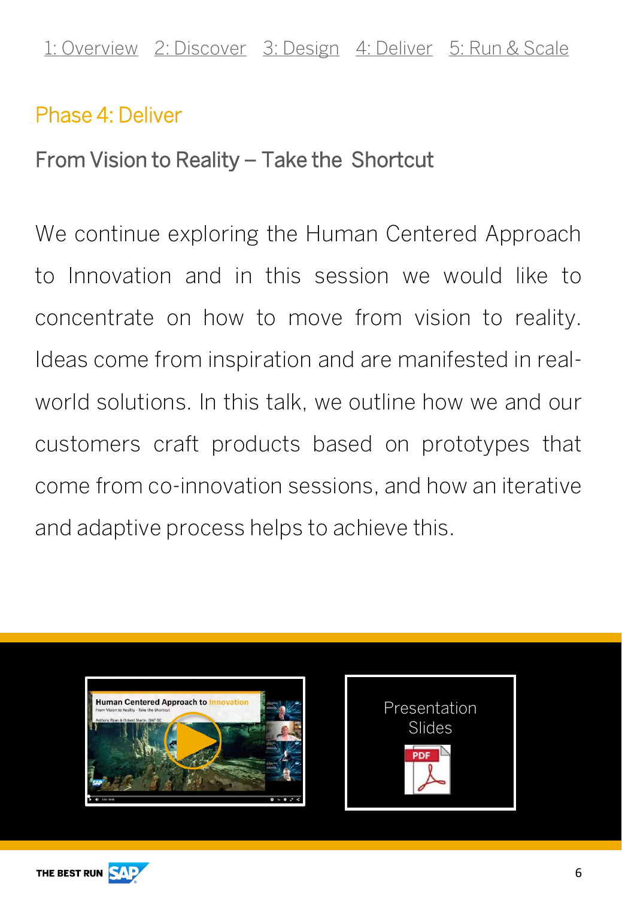1: Overview 2: Discover 3: Design 4: Deliver 5: Run & Scale

## Phase 4: Deliver

### From Vision to Reality – Take the Shortcut

We continue exploring the Human Centered Approach to Innovation and in this session we would like to concentrate on how to move from vision to reality. Ideas come from inspiration and are manifested in real-world solutions. In this talk, we outline how we and our customers craft products based on prototypes that come from co-innovation sessions, and how an iterative and adaptive process helps to achieve this.

Presentation Slides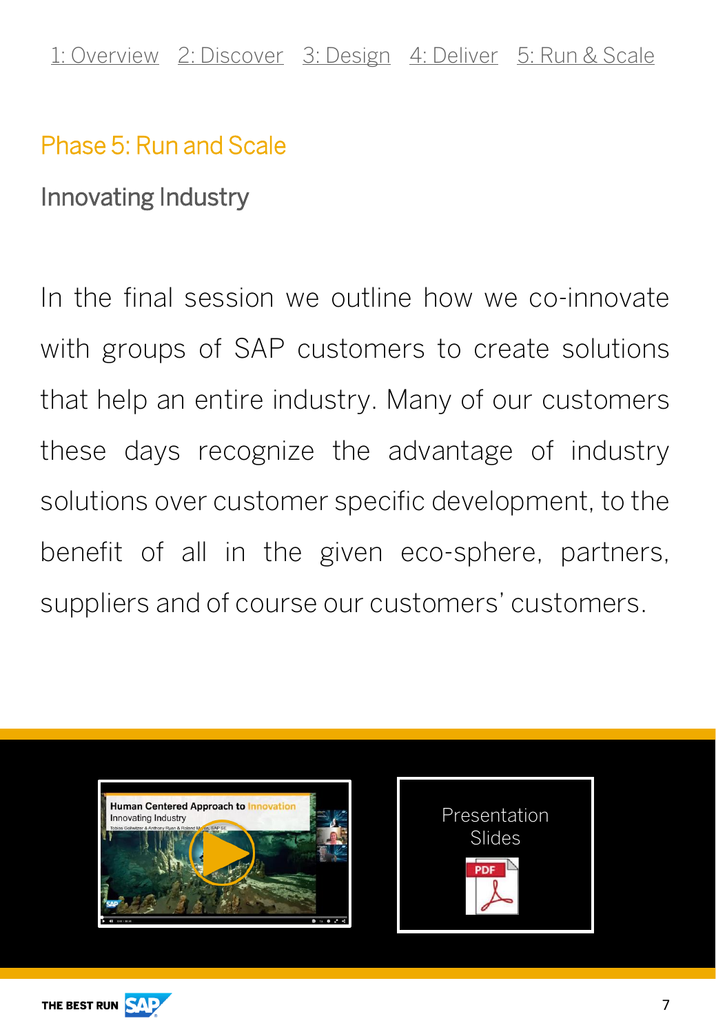1: Overview   2: Discover   3: Design   4: Deliver   5: Run & Scale

## Phase 5: Run and Scale

### Innovating Industry

In the final session we outline how we co-innovate with groups of SAP customers to create solutions that help an entire industry. Many of our customers these days recognize the advantage of industry solutions over customer specific development, to the benefit of all in the given eco-sphere, partners, suppliers and of course our customers' customers.

Presentation Slides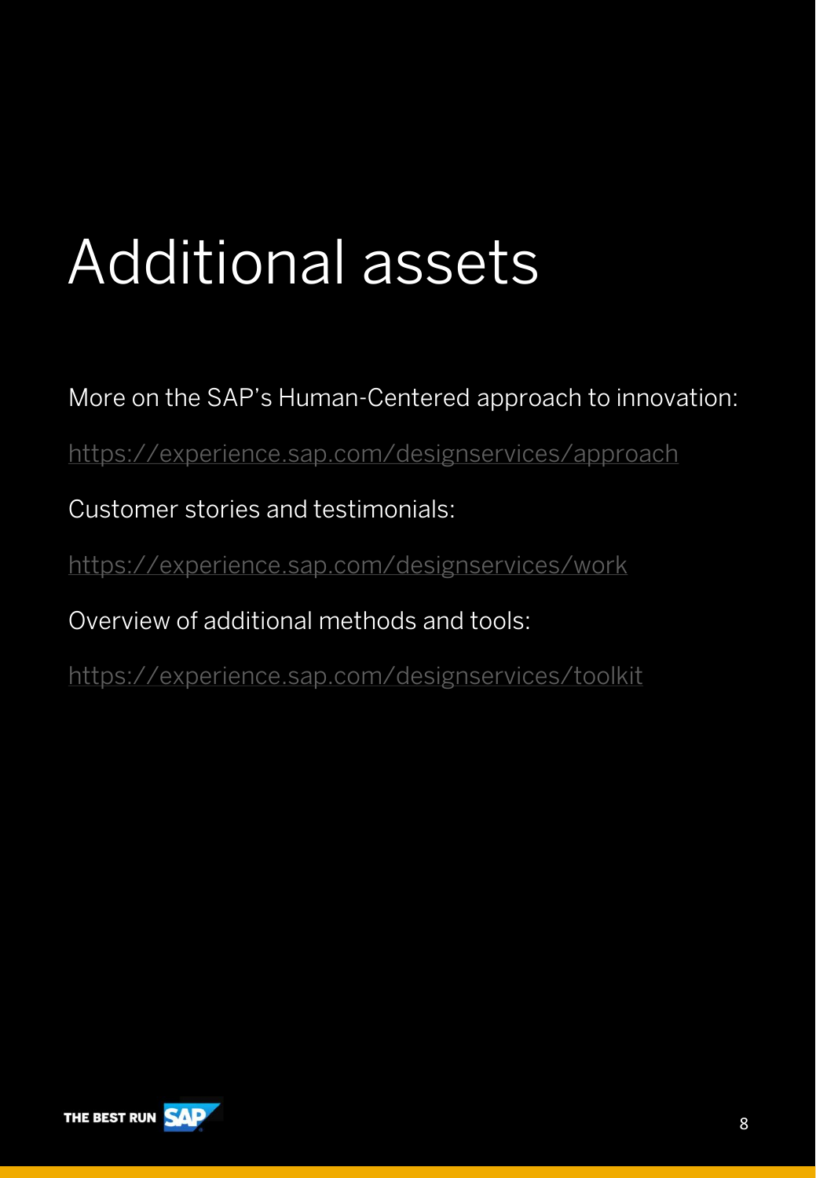# Additional assets

More on the SAP's Human-Centered approach to innovation:

https://experience.sap.com/designservices/approach

Customer stories and testimonials:

https://experience.sap.com/designservices/work

Overview of additional methods and tools:

https://experience.sap.com/designservices/toolkit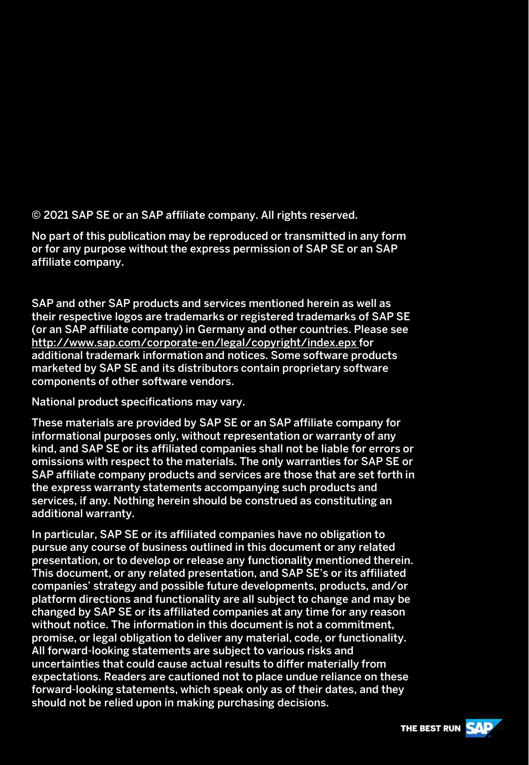© 2021 SAP SE or an SAP affiliate company. All rights reserved.

No part of this publication may be reproduced or transmitted in any form or for any purpose without the express permission of SAP SE or an SAP affiliate company.

SAP and other SAP products and services mentioned herein as well as their respective logos are trademarks or registered trademarks of SAP SE (or an SAP affiliate company) in Germany and other countries. Please see http://www.sap.com/corporate-en/legal/copyright/index.epx for additional trademark information and notices. Some software products marketed by SAP SE and its distributors contain proprietary software components of other software vendors.

National product specifications may vary.

These materials are provided by SAP SE or an SAP affiliate company for informational purposes only, without representation or warranty of any kind, and SAP SE or its affiliated companies shall not be liable for errors or omissions with respect to the materials. The only warranties for SAP SE or SAP affiliate company products and services are those that are set forth in the express warranty statements accompanying such products and services, if any. Nothing herein should be construed as constituting an additional warranty.

In particular, SAP SE or its affiliated companies have no obligation to pursue any course of business outlined in this document or any related presentation, or to develop or release any functionality mentioned therein. This document, or any related presentation, and SAP SE's or its affiliated companies' strategy and possible future developments, products, and/or platform directions and functionality are all subject to change and may be changed by SAP SE or its affiliated companies at any time for any reason without notice. The information in this document is not a commitment, promise, or legal obligation to deliver any material, code, or functionality. All forward-looking statements are subject to various risks and uncertainties that could cause actual results to differ materially from expectations. Readers are cautioned not to place undue reliance on these forward-looking statements, which speak only as of their dates, and they should not be relied upon in making purchasing decisions.

THE BEST RUN SAP